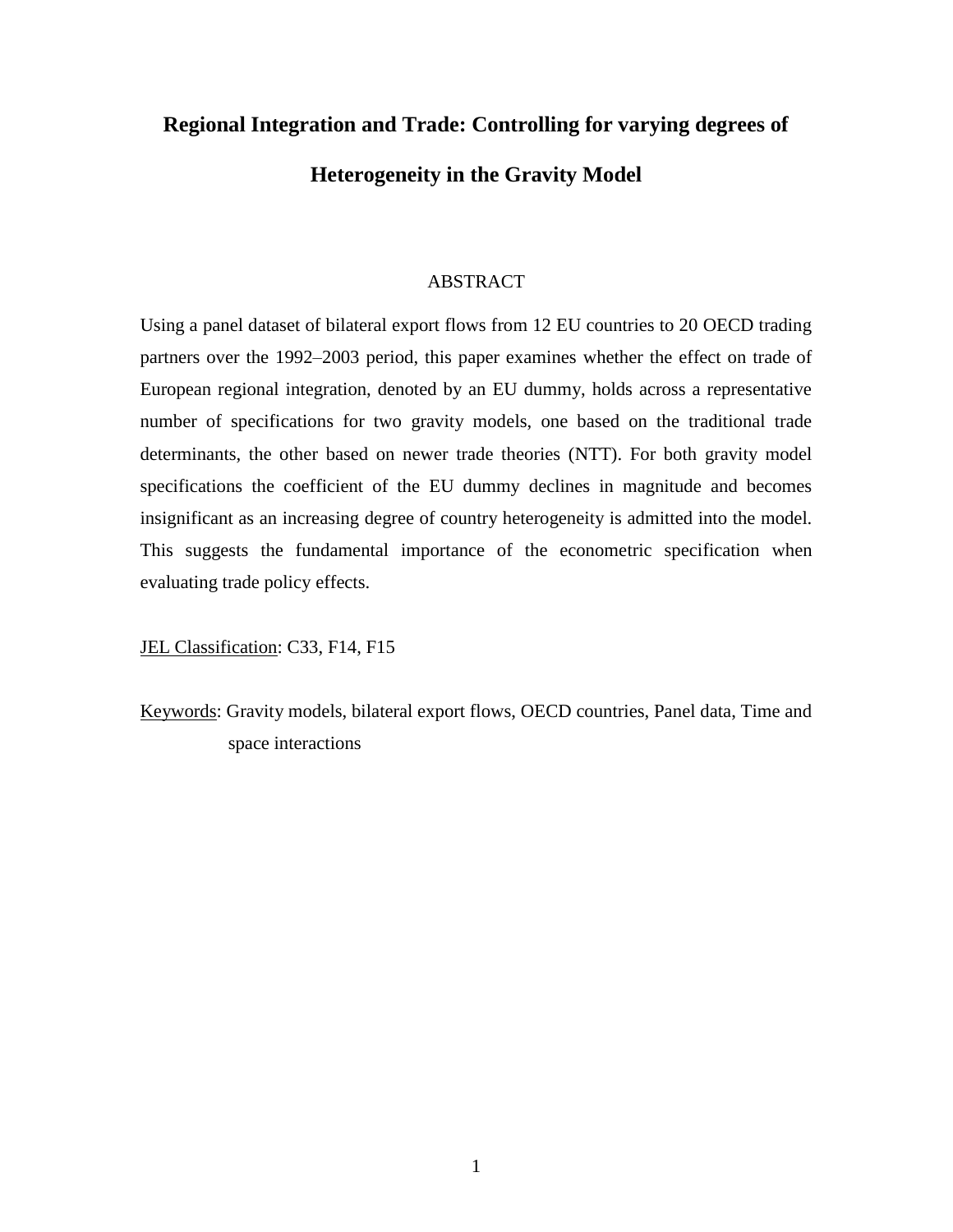# Regional Integration and Trade: Controlling for varying degrees of Heterogeneity in the Gravity Model

## ABSTRACT

Using a panel dataset of bilateral export flows from 12 EU countries to 20 OECD trading partners over the 1992–2003 period, this paper examines whether the effect on trade of European regional integration, denoted by an EU dummy, holds across a representative number of specifications for two gravity models, one based on the traditional trade determinants, the other based on newer trade theories (NTT). For both gravity model specifications the coefficient of the EU dummy declines in magnitude and becomes insignificant as an increasing degree of country heterogeneity is admitted into the model. This suggests the fundamental importance of the econometric specification when evaluating trade policy effects.

JEL Classification: C33, F14, F15

Keywords: Gravity models, bilateral export flows, OECD countries, Panel data, Time and space interactions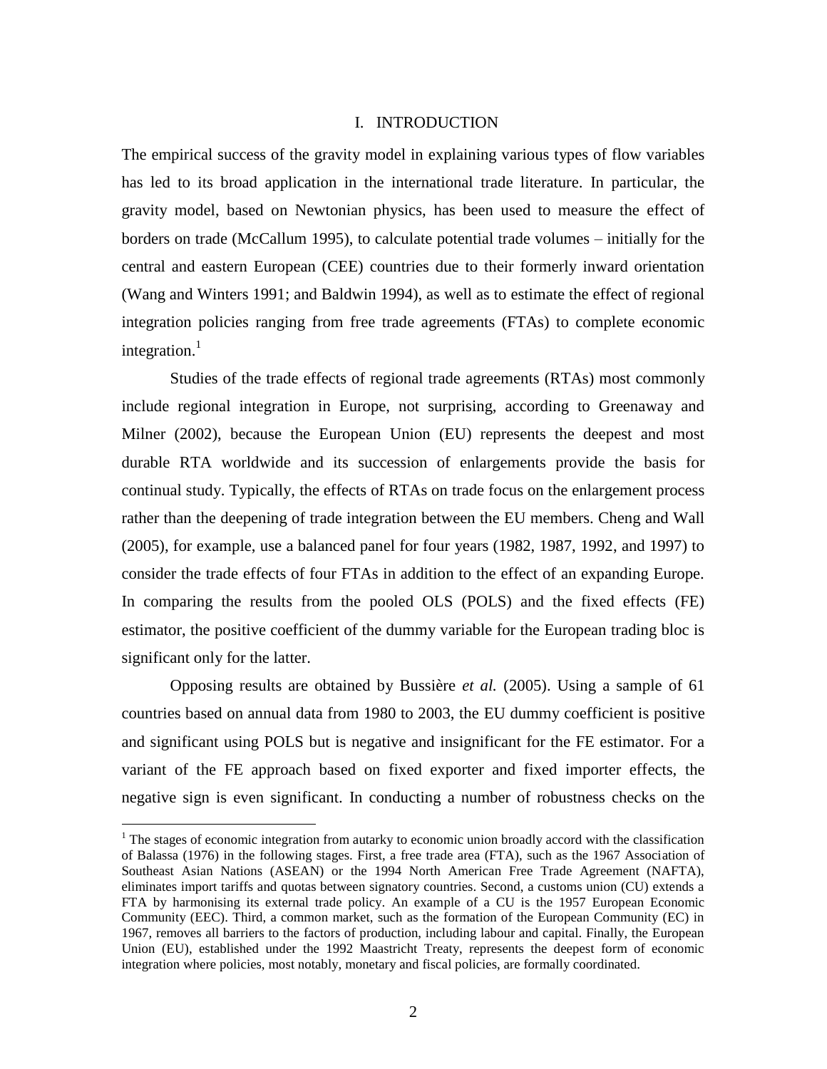# I. INTRODUCTION

The empirical success of the gravity model in explaining various types of flow variables has led to its broad application in the international trade literature. In particular, the gravity model, based on Newtonian physics, has been used to measure the effect of borders on trade (McCallum 1995), to calculate potential trade volumes – initially for the central and eastern European (CEE) countries due to their formerly inward orientation (Wang and Winters 1991; and Baldwin 1994), as well as to estimate the effect of regional integration policies ranging from free trade agreements (FTAs) to complete economic integration.[1]

Studies of the trade effects of regional trade agreements (RTAs) most commonly include regional integration in Europe, not surprising, according to Greenaway and Milner (2002), because the European Union (EU) represents the deepest and most durable RTA worldwide and its succession of enlargements provide the basis for continual study. Typically, the effects of RTAs on trade focus on the enlargement process rather than the deepening of trade integration between the EU members. Cheng and Wall (2005), for example, use a balanced panel for four years (1982, 1987, 1992, and 1997) to consider the trade effects of four FTAs in addition to the effect of an expanding Europe. In comparing the results from the pooled OLS (POLS) and the fixed effects (FE) estimator, the positive coefficient of the dummy variable for the European trading bloc is significant only for the latter.

Opposing results are obtained by Bussière *et al.* (2005). Using a sample of 61 countries based on annual data from 1980 to 2003, the EU dummy coefficient is positive and significant using POLS but is negative and insignificant for the FE estimator. For a variant of the FE approach based on fixed exporter and fixed importer effects, the negative sign is even significant. In conducting a number of robustness checks on the

[1] The stages of economic integration from autarky to economic union broadly accord with the classification of Balassa (1976) in the following stages. First, a free trade area (FTA), such as the 1967 Association of Southeast Asian Nations (ASEAN) or the 1994 North American Free Trade Agreement (NAFTA), eliminates import tariffs and quotas between signatory countries. Second, a customs union (CU) extends a FTA by harmonising its external trade policy. An example of a CU is the 1957 European Economic Community (EEC). Third, a common market, such as the formation of the European Community (EC) in 1967, removes all barriers to the factors of production, including labour and capital. Finally, the European Union (EU), established under the 1992 Maastricht Treaty, represents the deepest form of economic integration where policies, most notably, monetary and fiscal policies, are formally coordinated.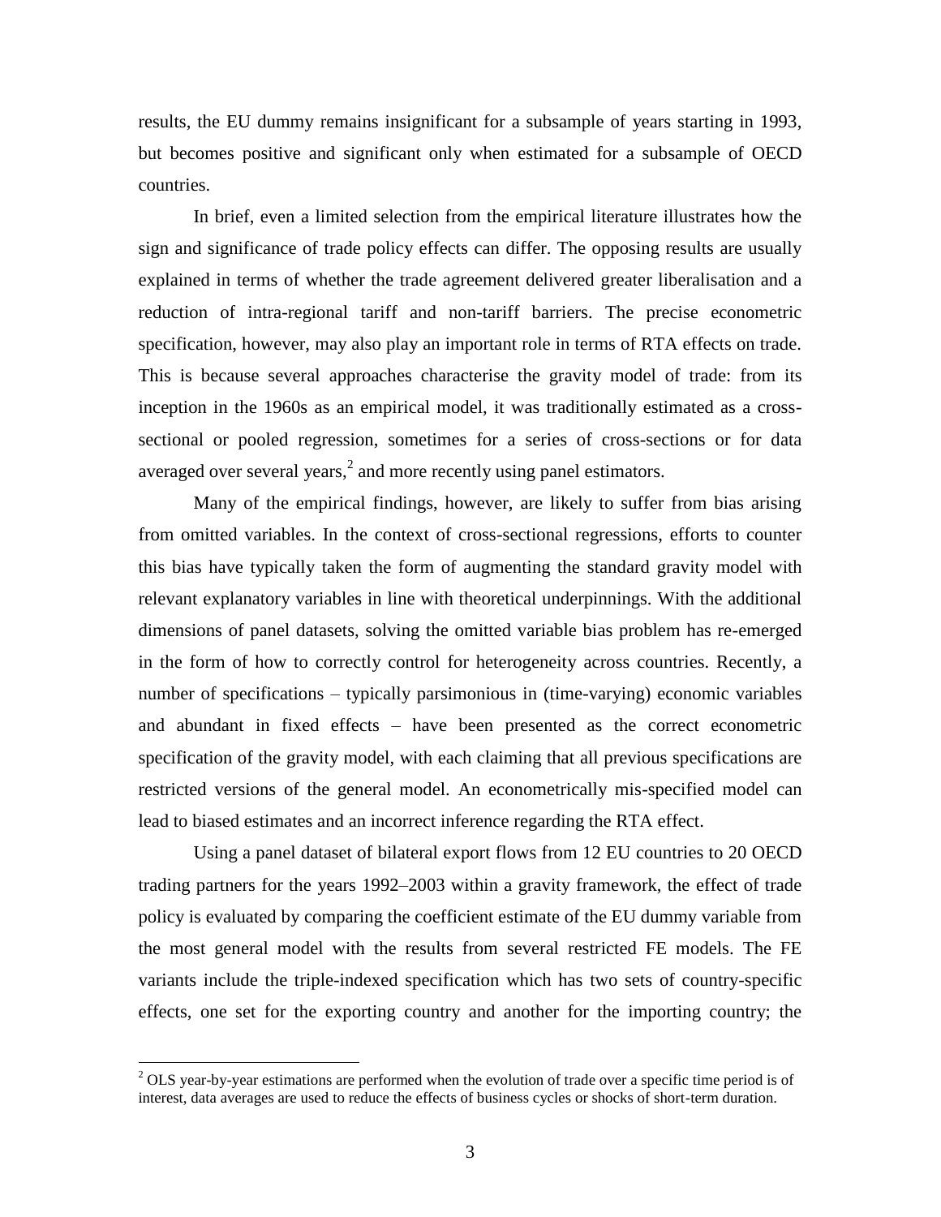results, the EU dummy remains insignificant for a subsample of years starting in 1993, but becomes positive and significant only when estimated for a subsample of OECD countries.

In brief, even a limited selection from the empirical literature illustrates how the sign and significance of trade policy effects can differ. The opposing results are usually explained in terms of whether the trade agreement delivered greater liberalisation and a reduction of intra-regional tariff and non-tariff barriers. The precise econometric specification, however, may also play an important role in terms of RTA effects on trade. This is because several approaches characterise the gravity model of trade: from its inception in the 1960s as an empirical model, it was traditionally estimated as a cross-sectional or pooled regression, sometimes for a series of cross-sections or for data averaged over several years,[2] and more recently using panel estimators.

Many of the empirical findings, however, are likely to suffer from bias arising from omitted variables. In the context of cross-sectional regressions, efforts to counter this bias have typically taken the form of augmenting the standard gravity model with relevant explanatory variables in line with theoretical underpinnings. With the additional dimensions of panel datasets, solving the omitted variable bias problem has re-emerged in the form of how to correctly control for heterogeneity across countries. Recently, a number of specifications – typically parsimonious in (time-varying) economic variables and abundant in fixed effects – have been presented as the correct econometric specification of the gravity model, with each claiming that all previous specifications are restricted versions of the general model. An econometrically mis-specified model can lead to biased estimates and an incorrect inference regarding the RTA effect.

Using a panel dataset of bilateral export flows from 12 EU countries to 20 OECD trading partners for the years 1992–2003 within a gravity framework, the effect of trade policy is evaluated by comparing the coefficient estimate of the EU dummy variable from the most general model with the results from several restricted FE models. The FE variants include the triple-indexed specification which has two sets of country-specific effects, one set for the exporting country and another for the importing country; the

[2] OLS year-by-year estimations are performed when the evolution of trade over a specific time period is of interest, data averages are used to reduce the effects of business cycles or shocks of short-term duration.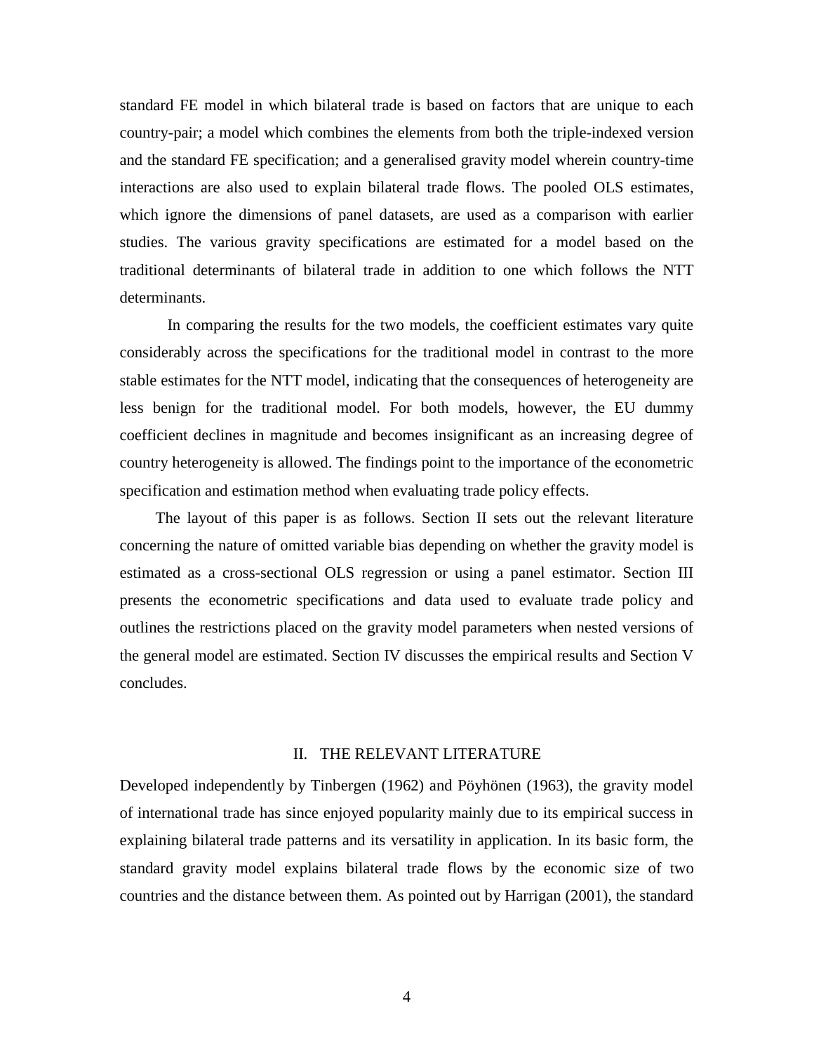standard FE model in which bilateral trade is based on factors that are unique to each country-pair; a model which combines the elements from both the triple-indexed version and the standard FE specification; and a generalised gravity model wherein country-time interactions are also used to explain bilateral trade flows. The pooled OLS estimates, which ignore the dimensions of panel datasets, are used as a comparison with earlier studies. The various gravity specifications are estimated for a model based on the traditional determinants of bilateral trade in addition to one which follows the NTT determinants.

In comparing the results for the two models, the coefficient estimates vary quite considerably across the specifications for the traditional model in contrast to the more stable estimates for the NTT model, indicating that the consequences of heterogeneity are less benign for the traditional model. For both models, however, the EU dummy coefficient declines in magnitude and becomes insignificant as an increasing degree of country heterogeneity is allowed. The findings point to the importance of the econometric specification and estimation method when evaluating trade policy effects.

The layout of this paper is as follows. Section II sets out the relevant literature concerning the nature of omitted variable bias depending on whether the gravity model is estimated as a cross-sectional OLS regression or using a panel estimator. Section III presents the econometric specifications and data used to evaluate trade policy and outlines the restrictions placed on the gravity model parameters when nested versions of the general model are estimated. Section IV discusses the empirical results and Section V concludes.

## II. THE RELEVANT LITERATURE

Developed independently by Tinbergen (1962) and Pöyhönen (1963), the gravity model of international trade has since enjoyed popularity mainly due to its empirical success in explaining bilateral trade patterns and its versatility in application. In its basic form, the standard gravity model explains bilateral trade flows by the economic size of two countries and the distance between them. As pointed out by Harrigan (2001), the standard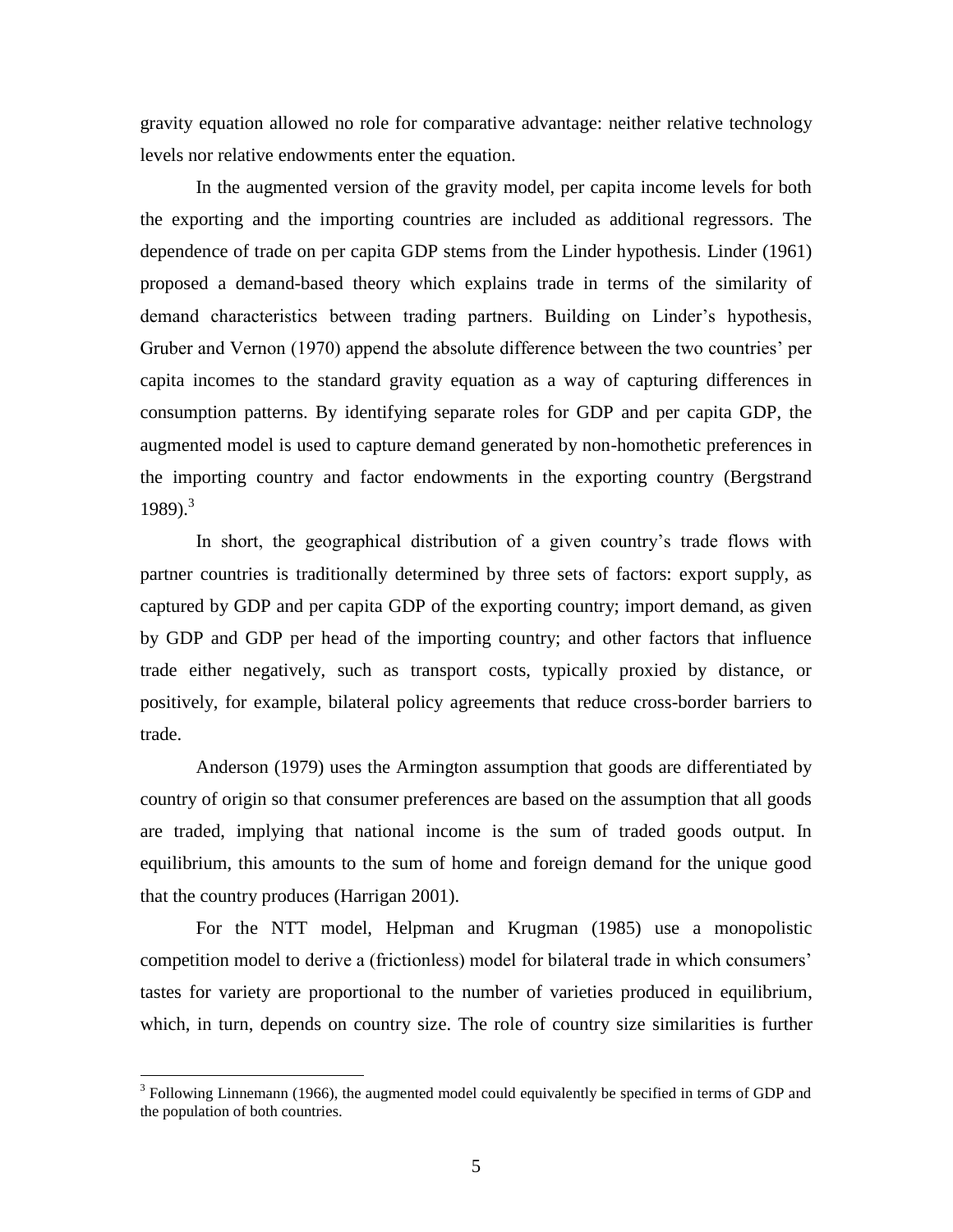gravity equation allowed no role for comparative advantage: neither relative technology levels nor relative endowments enter the equation.

In the augmented version of the gravity model, per capita income levels for both the exporting and the importing countries are included as additional regressors. The dependence of trade on per capita GDP stems from the Linder hypothesis. Linder (1961) proposed a demand-based theory which explains trade in terms of the similarity of demand characteristics between trading partners. Building on Linder's hypothesis, Gruber and Vernon (1970) append the absolute difference between the two countries' per capita incomes to the standard gravity equation as a way of capturing differences in consumption patterns. By identifying separate roles for GDP and per capita GDP, the augmented model is used to capture demand generated by non-homothetic preferences in the importing country and factor endowments in the exporting country (Bergstrand 1989).[3]

In short, the geographical distribution of a given country's trade flows with partner countries is traditionally determined by three sets of factors: export supply, as captured by GDP and per capita GDP of the exporting country; import demand, as given by GDP and GDP per head of the importing country; and other factors that influence trade either negatively, such as transport costs, typically proxied by distance, or positively, for example, bilateral policy agreements that reduce cross-border barriers to trade.

Anderson (1979) uses the Armington assumption that goods are differentiated by country of origin so that consumer preferences are based on the assumption that all goods are traded, implying that national income is the sum of traded goods output. In equilibrium, this amounts to the sum of home and foreign demand for the unique good that the country produces (Harrigan 2001).

For the NTT model, Helpman and Krugman (1985) use a monopolistic competition model to derive a (frictionless) model for bilateral trade in which consumers' tastes for variety are proportional to the number of varieties produced in equilibrium, which, in turn, depends on country size. The role of country size similarities is further

[3] Following Linnemann (1966), the augmented model could equivalently be specified in terms of GDP and the population of both countries.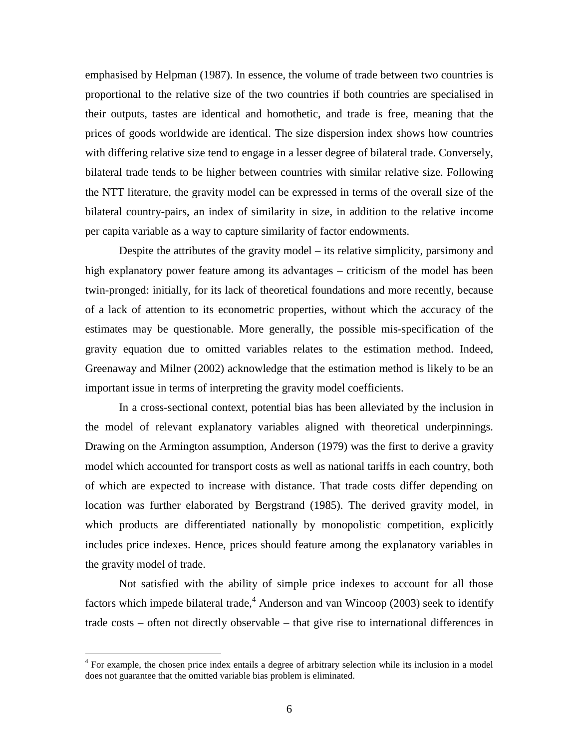emphasised by Helpman (1987). In essence, the volume of trade between two countries is proportional to the relative size of the two countries if both countries are specialised in their outputs, tastes are identical and homothetic, and trade is free, meaning that the prices of goods worldwide are identical. The size dispersion index shows how countries with differing relative size tend to engage in a lesser degree of bilateral trade. Conversely, bilateral trade tends to be higher between countries with similar relative size. Following the NTT literature, the gravity model can be expressed in terms of the overall size of the bilateral country-pairs, an index of similarity in size, in addition to the relative income per capita variable as a way to capture similarity of factor endowments.

Despite the attributes of the gravity model – its relative simplicity, parsimony and high explanatory power feature among its advantages – criticism of the model has been twin-pronged: initially, for its lack of theoretical foundations and more recently, because of a lack of attention to its econometric properties, without which the accuracy of the estimates may be questionable. More generally, the possible mis-specification of the gravity equation due to omitted variables relates to the estimation method. Indeed, Greenaway and Milner (2002) acknowledge that the estimation method is likely to be an important issue in terms of interpreting the gravity model coefficients.

In a cross-sectional context, potential bias has been alleviated by the inclusion in the model of relevant explanatory variables aligned with theoretical underpinnings. Drawing on the Armington assumption, Anderson (1979) was the first to derive a gravity model which accounted for transport costs as well as national tariffs in each country, both of which are expected to increase with distance. That trade costs differ depending on location was further elaborated by Bergstrand (1985). The derived gravity model, in which products are differentiated nationally by monopolistic competition, explicitly includes price indexes. Hence, prices should feature among the explanatory variables in the gravity model of trade.

Not satisfied with the ability of simple price indexes to account for all those factors which impede bilateral trade,[4] Anderson and van Wincoop (2003) seek to identify trade costs – often not directly observable – that give rise to international differences in

[4] For example, the chosen price index entails a degree of arbitrary selection while its inclusion in a model does not guarantee that the omitted variable bias problem is eliminated.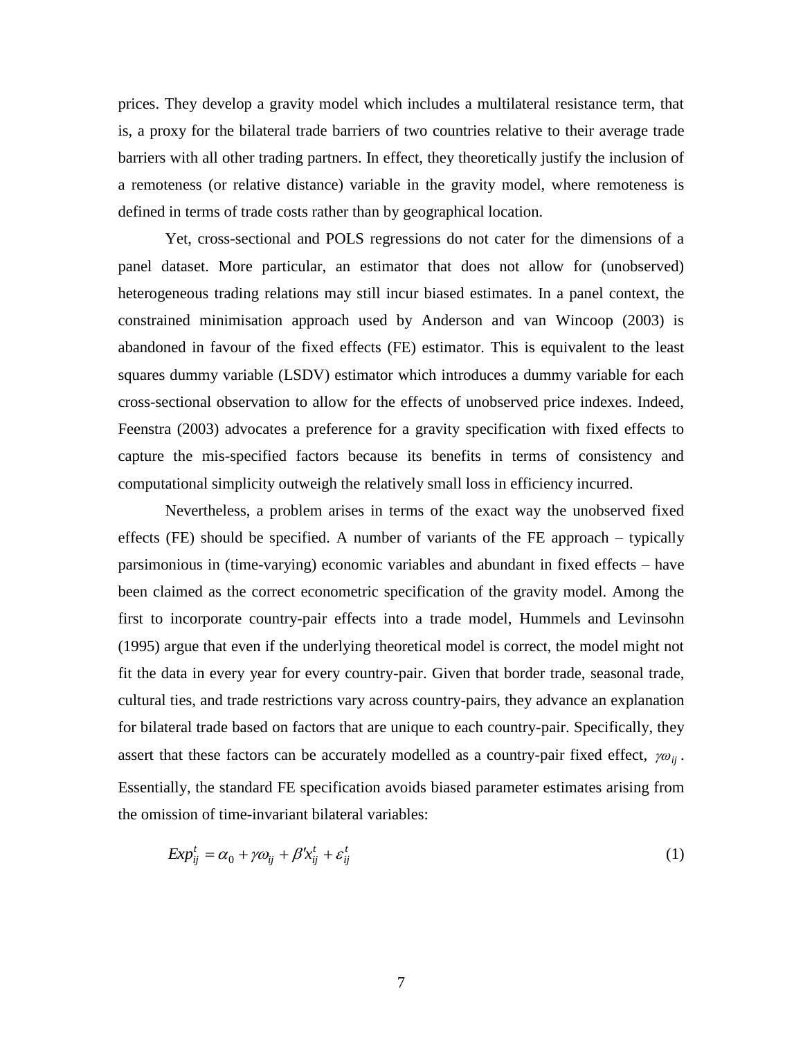prices. They develop a gravity model which includes a multilateral resistance term, that is, a proxy for the bilateral trade barriers of two countries relative to their average trade barriers with all other trading partners. In effect, they theoretically justify the inclusion of a remoteness (or relative distance) variable in the gravity model, where remoteness is defined in terms of trade costs rather than by geographical location.

Yet, cross-sectional and POLS regressions do not cater for the dimensions of a panel dataset. More particular, an estimator that does not allow for (unobserved) heterogeneous trading relations may still incur biased estimates. In a panel context, the constrained minimisation approach used by Anderson and van Wincoop (2003) is abandoned in favour of the fixed effects (FE) estimator. This is equivalent to the least squares dummy variable (LSDV) estimator which introduces a dummy variable for each cross-sectional observation to allow for the effects of unobserved price indexes. Indeed, Feenstra (2003) advocates a preference for a gravity specification with fixed effects to capture the mis-specified factors because its benefits in terms of consistency and computational simplicity outweigh the relatively small loss in efficiency incurred.

Nevertheless, a problem arises in terms of the exact way the unobserved fixed effects (FE) should be specified. A number of variants of the FE approach – typically parsimonious in (time-varying) economic variables and abundant in fixed effects – have been claimed as the correct econometric specification of the gravity model. Among the first to incorporate country-pair effects into a trade model, Hummels and Levinsohn (1995) argue that even if the underlying theoretical model is correct, the model might not fit the data in every year for every country-pair. Given that border trade, seasonal trade, cultural ties, and trade restrictions vary across country-pairs, they advance an explanation for bilateral trade based on factors that are unique to each country-pair. Specifically, they assert that these factors can be accurately modelled as a country-pair fixed effect, $\gamma\omega_{ij}$. Essentially, the standard FE specification avoids biased parameter estimates arising from the omission of time-invariant bilateral variables:

$$Exp_{ij}^{t} = \alpha_0 + \gamma\omega_{ij} + \beta' x_{ij}^{t} + \varepsilon_{ij}^{t} \tag{1}$$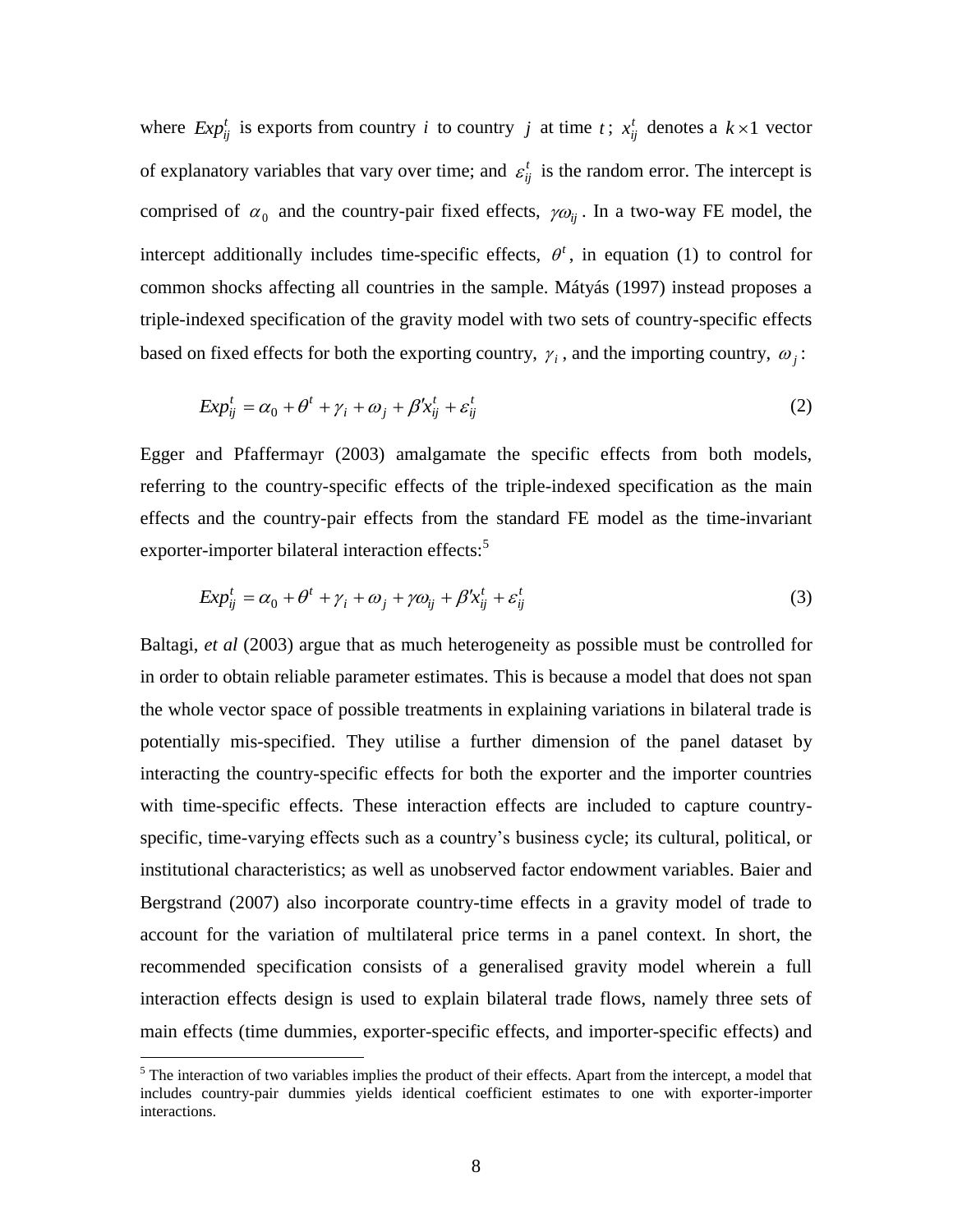where $Exp_{ij}^{t}$ is exports from country $i$ to country $j$ at time $t$; $x_{ij}^{t}$ denotes a $k \times 1$ vector of explanatory variables that vary over time; and $\varepsilon_{ij}^{t}$ is the random error. The intercept is comprised of $\alpha_0$ and the country-pair fixed effects, $\gamma\omega_{ij}$. In a two-way FE model, the intercept additionally includes time-specific effects, $\theta^{t}$, in equation (1) to control for common shocks affecting all countries in the sample. Mátyás (1997) instead proposes a triple-indexed specification of the gravity model with two sets of country-specific effects based on fixed effects for both the exporting country, $\gamma_i$, and the importing country, $\omega_j$:

$$Exp_{ij}^{t} = \alpha_0 + \theta^{t} + \gamma_i + \omega_j + \beta' x_{ij}^{t} + \varepsilon_{ij}^{t} \tag{2}$$

Egger and Pfaffermayr (2003) amalgamate the specific effects from both models, referring to the country-specific effects of the triple-indexed specification as the main effects and the country-pair effects from the standard FE model as the time-invariant exporter-importer bilateral interaction effects:[5]

$$Exp_{ij}^{t} = \alpha_0 + \theta^{t} + \gamma_i + \omega_j + \gamma\omega_{ij} + \beta' x_{ij}^{t} + \varepsilon_{ij}^{t} \tag{3}$$

Baltagi, *et al* (2003) argue that as much heterogeneity as possible must be controlled for in order to obtain reliable parameter estimates. This is because a model that does not span the whole vector space of possible treatments in explaining variations in bilateral trade is potentially mis-specified. They utilise a further dimension of the panel dataset by interacting the country-specific effects for both the exporter and the importer countries with time-specific effects. These interaction effects are included to capture country-specific, time-varying effects such as a country's business cycle; its cultural, political, or institutional characteristics; as well as unobserved factor endowment variables. Baier and Bergstrand (2007) also incorporate country-time effects in a gravity model of trade to account for the variation of multilateral price terms in a panel context. In short, the recommended specification consists of a generalised gravity model wherein a full interaction effects design is used to explain bilateral trade flows, namely three sets of main effects (time dummies, exporter-specific effects, and importer-specific effects) and

[5] The interaction of two variables implies the product of their effects. Apart from the intercept, a model that includes country-pair dummies yields identical coefficient estimates to one with exporter-importer interactions.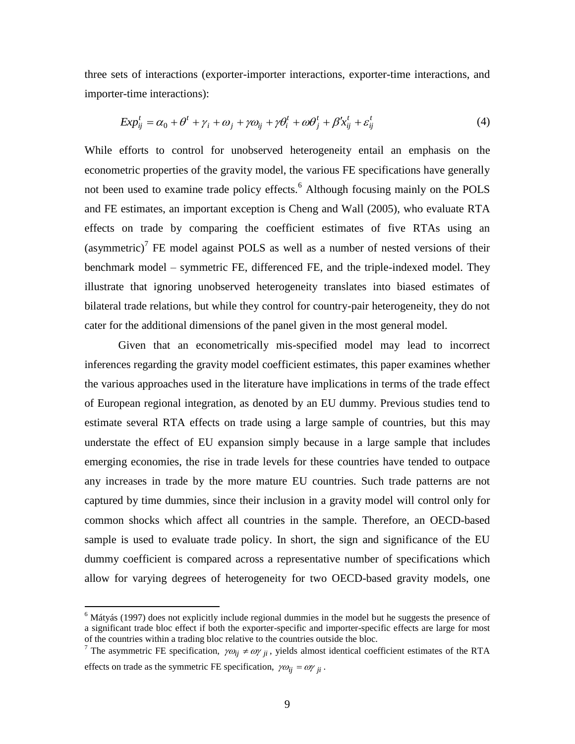three sets of interactions (exporter-importer interactions, exporter-time interactions, and importer-time interactions):

$$Exp_{ij}^{t} = \alpha_0 + \theta^t + \gamma_i + \omega_j + \gamma\omega_{ij} + \gamma\theta_i^t + \omega\theta_j^t + \beta' x_{ij}^t + \varepsilon_{ij}^t \tag{4}$$

While efforts to control for unobserved heterogeneity entail an emphasis on the econometric properties of the gravity model, the various FE specifications have generally not been used to examine trade policy effects.[6] Although focusing mainly on the POLS and FE estimates, an important exception is Cheng and Wall (2005), who evaluate RTA effects on trade by comparing the coefficient estimates of five RTAs using an (asymmetric)[7] FE model against POLS as well as a number of nested versions of their benchmark model – symmetric FE, differenced FE, and the triple-indexed model. They illustrate that ignoring unobserved heterogeneity translates into biased estimates of bilateral trade relations, but while they control for country-pair heterogeneity, they do not cater for the additional dimensions of the panel given in the most general model.

Given that an econometrically mis-specified model may lead to incorrect inferences regarding the gravity model coefficient estimates, this paper examines whether the various approaches used in the literature have implications in terms of the trade effect of European regional integration, as denoted by an EU dummy. Previous studies tend to estimate several RTA effects on trade using a large sample of countries, but this may understate the effect of EU expansion simply because in a large sample that includes emerging economies, the rise in trade levels for these countries have tended to outpace any increases in trade by the more mature EU countries. Such trade patterns are not captured by time dummies, since their inclusion in a gravity model will control only for common shocks which affect all countries in the sample. Therefore, an OECD-based sample is used to evaluate trade policy. In short, the sign and significance of the EU dummy coefficient is compared across a representative number of specifications which allow for varying degrees of heterogeneity for two OECD-based gravity models, one

---

[6] Mátyás (1997) does not explicitly include regional dummies in the model but he suggests the presence of a significant trade bloc effect if both the exporter-specific and importer-specific effects are large for most of the countries within a trading bloc relative to the countries outside the bloc.

[7] The asymmetric FE specification, $\gamma\omega_{ij} \neq \omega\gamma_{ji}$, yields almost identical coefficient estimates of the RTA effects on trade as the symmetric FE specification, $\gamma\omega_{ij} = \omega\gamma_{ji}$.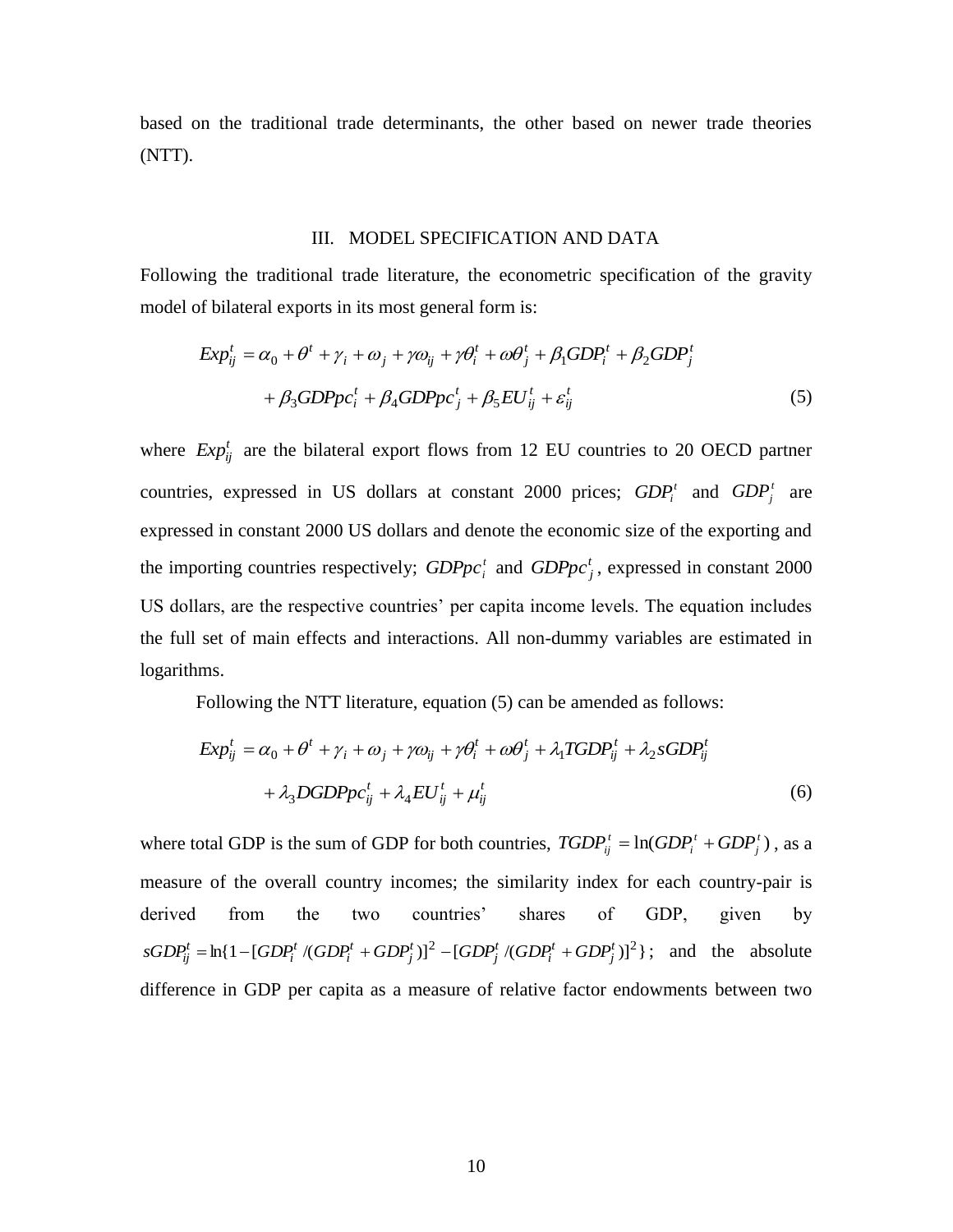based on the traditional trade determinants, the other based on newer trade theories (NTT).

## III. MODEL SPECIFICATION AND DATA

Following the traditional trade literature, the econometric specification of the gravity model of bilateral exports in its most general form is:

$$Exp_{ij}^{t} = \alpha_0 + \theta^t + \gamma_i + \omega_j + \gamma\omega_{ij} + \gamma\theta_i^t + \omega\theta_j^t + \beta_1 GDP_i^t + \beta_2 GDP_j^t + \beta_3 GDPpc_i^t + \beta_4 GDPpc_j^t + \beta_5 EU_{ij}^t + \varepsilon_{ij}^t \tag{5}$$

where $Exp_{ij}^{t}$ are the bilateral export flows from 12 EU countries to 20 OECD partner countries, expressed in US dollars at constant 2000 prices; $GDP_i^t$ and $GDP_j^t$ are expressed in constant 2000 US dollars and denote the economic size of the exporting and the importing countries respectively; $GDPpc_i^t$ and $GDPpc_j^t$, expressed in constant 2000 US dollars, are the respective countries' per capita income levels. The equation includes the full set of main effects and interactions. All non-dummy variables are estimated in logarithms.

Following the NTT literature, equation (5) can be amended as follows:

$$Exp_{ij}^{t} = \alpha_0 + \theta^t + \gamma_i + \omega_j + \gamma\omega_{ij} + \gamma\theta_i^t + \omega\theta_j^t + \lambda_1 TGDP_{ij}^t + \lambda_2 sGDP_{ij}^t + \lambda_3 DGDPpc_{ij}^t + \lambda_4 EU_{ij}^t + \mu_{ij}^t \tag{6}$$

where total GDP is the sum of GDP for both countries, $TGDP_{ij}^t = \ln(GDP_i^t + GDP_j^t)$, as a measure of the overall country incomes; the similarity index for each country-pair is derived from the two countries' shares of GDP, given by $sGDP_{ij}^t = \ln\{1 - [GDP_i^t/(GDP_i^t + GDP_j^t)]^2 - [GDP_j^t/(GDP_i^t + GDP_j^t)]^2\}$; and the absolute difference in GDP per capita as a measure of relative factor endowments between two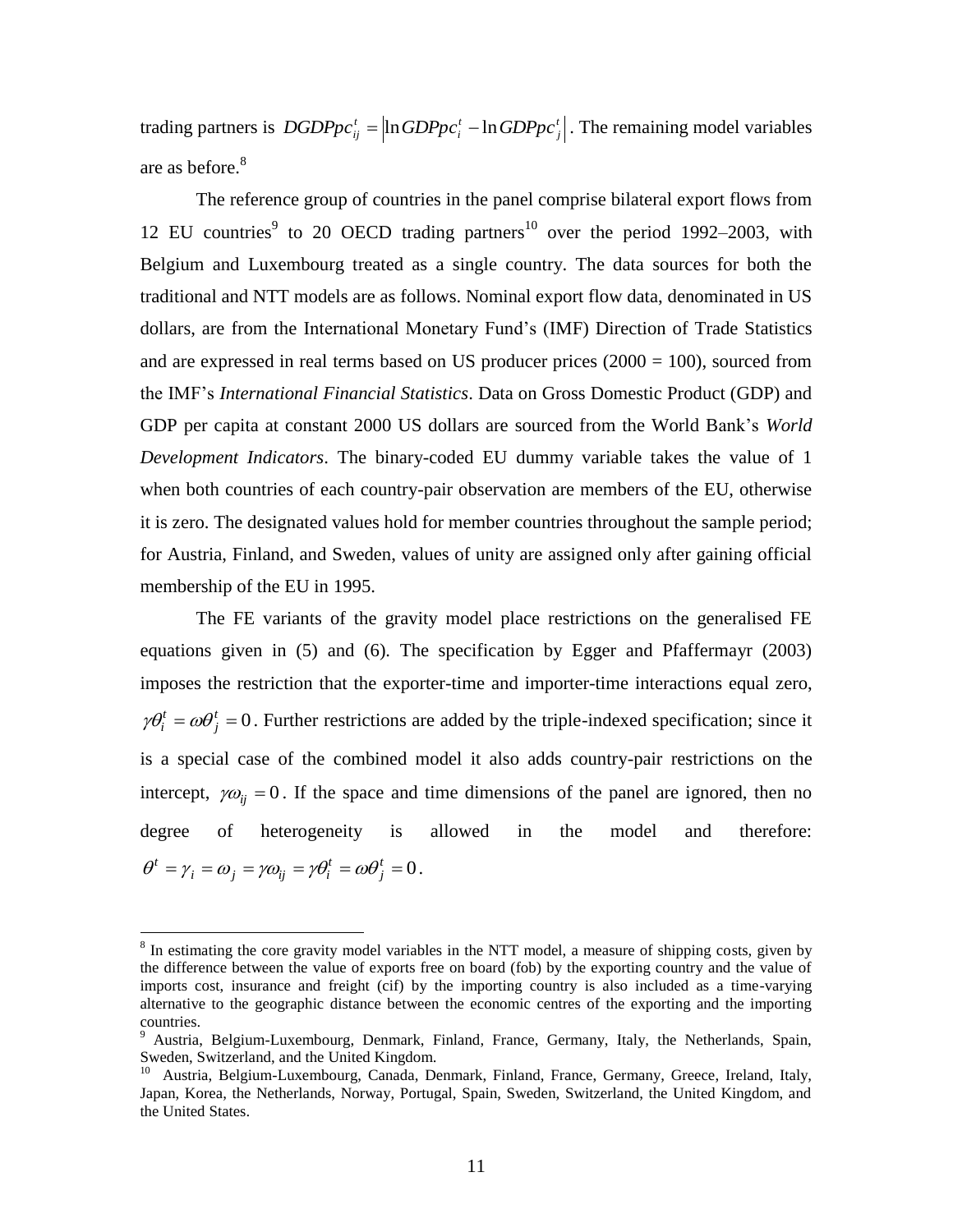trading partners is $DGDPpc_{ij}^t = \left|\ln GDPpc_i^t - \ln GDPpc_j^t\right|$. The remaining model variables are as before.[8]

The reference group of countries in the panel comprise bilateral export flows from 12 EU countries[9] to 20 OECD trading partners[10] over the period 1992–2003, with Belgium and Luxembourg treated as a single country. The data sources for both the traditional and NTT models are as follows. Nominal export flow data, denominated in US dollars, are from the International Monetary Fund's (IMF) Direction of Trade Statistics and are expressed in real terms based on US producer prices (2000 = 100), sourced from the IMF's *International Financial Statistics*. Data on Gross Domestic Product (GDP) and GDP per capita at constant 2000 US dollars are sourced from the World Bank's *World Development Indicators*. The binary-coded EU dummy variable takes the value of 1 when both countries of each country-pair observation are members of the EU, otherwise it is zero. The designated values hold for member countries throughout the sample period; for Austria, Finland, and Sweden, values of unity are assigned only after gaining official membership of the EU in 1995.

The FE variants of the gravity model place restrictions on the generalised FE equations given in (5) and (6). The specification by Egger and Pfaffermayr (2003) imposes the restriction that the exporter-time and importer-time interactions equal zero, $\gamma\theta_i^t = \omega\theta_j^t = 0$. Further restrictions are added by the triple-indexed specification; since it is a special case of the combined model it also adds country-pair restrictions on the intercept, $\gamma\omega_{ij} = 0$. If the space and time dimensions of the panel are ignored, then no degree of heterogeneity is allowed in the model and therefore: $\theta^t = \gamma_i = \omega_j = \gamma\omega_{ij} = \gamma\theta_i^t = \omega\theta_j^t = 0$.

---

[8] In estimating the core gravity model variables in the NTT model, a measure of shipping costs, given by the difference between the value of exports free on board (fob) by the exporting country and the value of imports cost, insurance and freight (cif) by the importing country is also included as a time-varying alternative to the geographic distance between the economic centres of the exporting and the importing countries.

[9] Austria, Belgium-Luxembourg, Denmark, Finland, France, Germany, Italy, the Netherlands, Spain, Sweden, Switzerland, and the United Kingdom.

[10] Austria, Belgium-Luxembourg, Canada, Denmark, Finland, France, Germany, Greece, Ireland, Italy, Japan, Korea, the Netherlands, Norway, Portugal, Spain, Sweden, Switzerland, the United Kingdom, and the United States.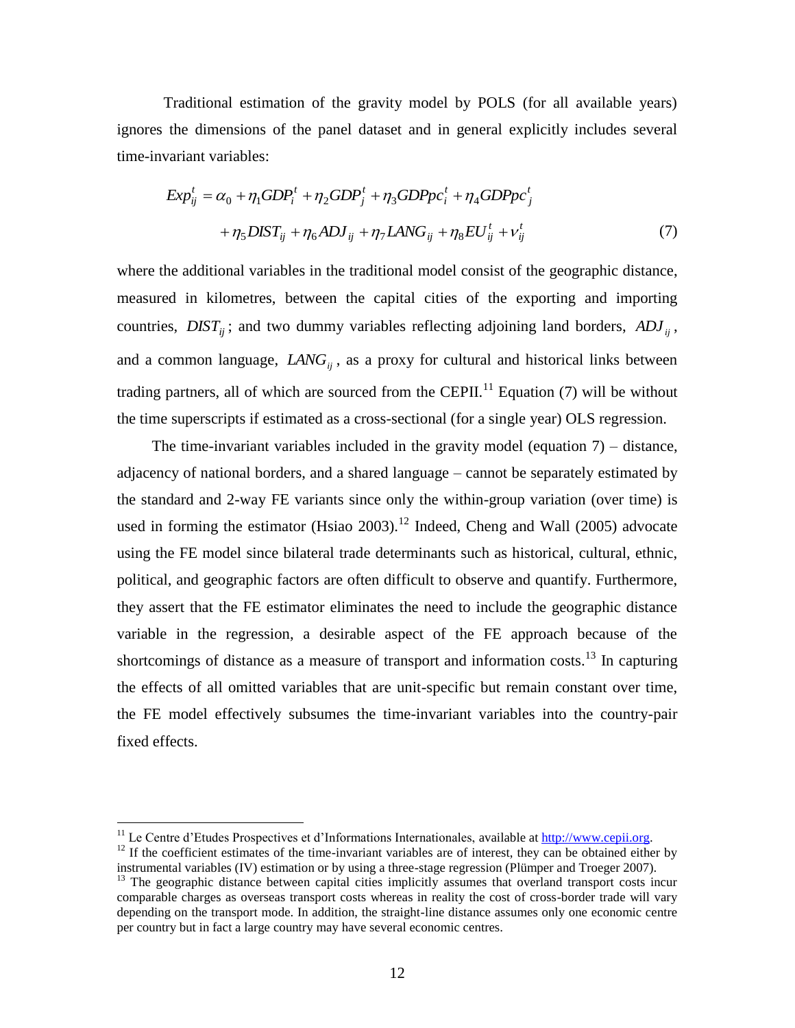Traditional estimation of the gravity model by POLS (for all available years) ignores the dimensions of the panel dataset and in general explicitly includes several time-invariant variables:

$$
\begin{aligned}
Exp_{ij}^{t} = \alpha_0 + \eta_1 GDP_i^t + \eta_2 GDP_j^t + \eta_3 GDPpc_i^t + \eta_4 GDPpc_j^t \\
+ \eta_5 DIST_{ij} + \eta_6 ADJ_{ij} + \eta_7 LANG_{ij} + \eta_8 EU_{ij}^t + \nu_{ij}^t
\end{aligned}
\tag{7}
$$

where the additional variables in the traditional model consist of the geographic distance, measured in kilometres, between the capital cities of the exporting and importing countries, $DIST_{ij}$; and two dummy variables reflecting adjoining land borders, $ADJ_{ij}$, and a common language, $LANG_{ij}$, as a proxy for cultural and historical links between trading partners, all of which are sourced from the CEPII.[11] Equation (7) will be without the time superscripts if estimated as a cross-sectional (for a single year) OLS regression.

The time-invariant variables included in the gravity model (equation 7) – distance, adjacency of national borders, and a shared language – cannot be separately estimated by the standard and 2-way FE variants since only the within-group variation (over time) is used in forming the estimator (Hsiao 2003).[12] Indeed, Cheng and Wall (2005) advocate using the FE model since bilateral trade determinants such as historical, cultural, ethnic, political, and geographic factors are often difficult to observe and quantify. Furthermore, they assert that the FE estimator eliminates the need to include the geographic distance variable in the regression, a desirable aspect of the FE approach because of the shortcomings of distance as a measure of transport and information costs.[13] In capturing the effects of all omitted variables that are unit-specific but remain constant over time, the FE model effectively subsumes the time-invariant variables into the country-pair fixed effects.

[11] Le Centre d'Etudes Prospectives et d'Informations Internationales, available at http://www.cepii.org.

[12] If the coefficient estimates of the time-invariant variables are of interest, they can be obtained either by instrumental variables (IV) estimation or by using a three-stage regression (Plümper and Troeger 2007).

[13] The geographic distance between capital cities implicitly assumes that overland transport costs incur comparable charges as overseas transport costs whereas in reality the cost of cross-border trade will vary depending on the transport mode. In addition, the straight-line distance assumes only one economic centre per country but in fact a large country may have several economic centres.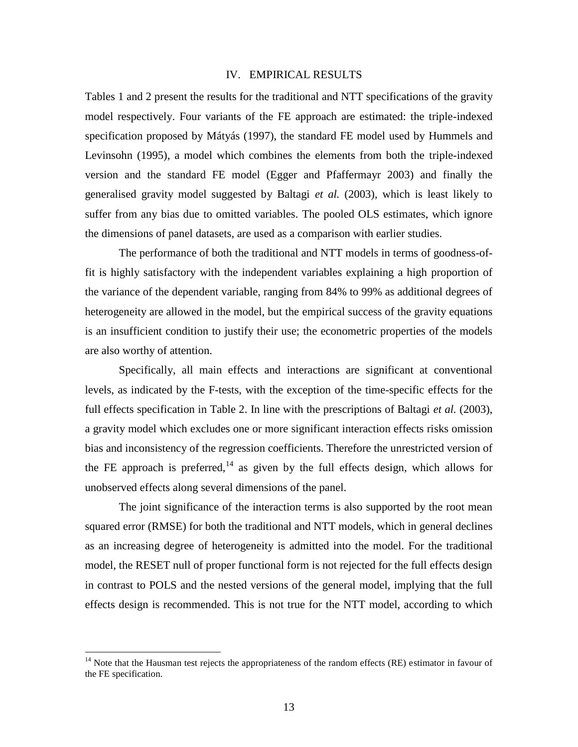## IV. EMPIRICAL RESULTS

Tables 1 and 2 present the results for the traditional and NTT specifications of the gravity model respectively. Four variants of the FE approach are estimated: the triple-indexed specification proposed by Mátyás (1997), the standard FE model used by Hummels and Levinsohn (1995), a model which combines the elements from both the triple-indexed version and the standard FE model (Egger and Pfaffermayr 2003) and finally the generalised gravity model suggested by Baltagi *et al.* (2003), which is least likely to suffer from any bias due to omitted variables. The pooled OLS estimates, which ignore the dimensions of panel datasets, are used as a comparison with earlier studies.

The performance of both the traditional and NTT models in terms of goodness-of-fit is highly satisfactory with the independent variables explaining a high proportion of the variance of the dependent variable, ranging from 84% to 99% as additional degrees of heterogeneity are allowed in the model, but the empirical success of the gravity equations is an insufficient condition to justify their use; the econometric properties of the models are also worthy of attention.

Specifically, all main effects and interactions are significant at conventional levels, as indicated by the F-tests, with the exception of the time-specific effects for the full effects specification in Table 2. In line with the prescriptions of Baltagi *et al.* (2003), a gravity model which excludes one or more significant interaction effects risks omission bias and inconsistency of the regression coefficients. Therefore the unrestricted version of the FE approach is preferred,[14] as given by the full effects design, which allows for unobserved effects along several dimensions of the panel.

The joint significance of the interaction terms is also supported by the root mean squared error (RMSE) for both the traditional and NTT models, which in general declines as an increasing degree of heterogeneity is admitted into the model. For the traditional model, the RESET null of proper functional form is not rejected for the full effects design in contrast to POLS and the nested versions of the general model, implying that the full effects design is recommended. This is not true for the NTT model, according to which

[14] Note that the Hausman test rejects the appropriateness of the random effects (RE) estimator in favour of the FE specification.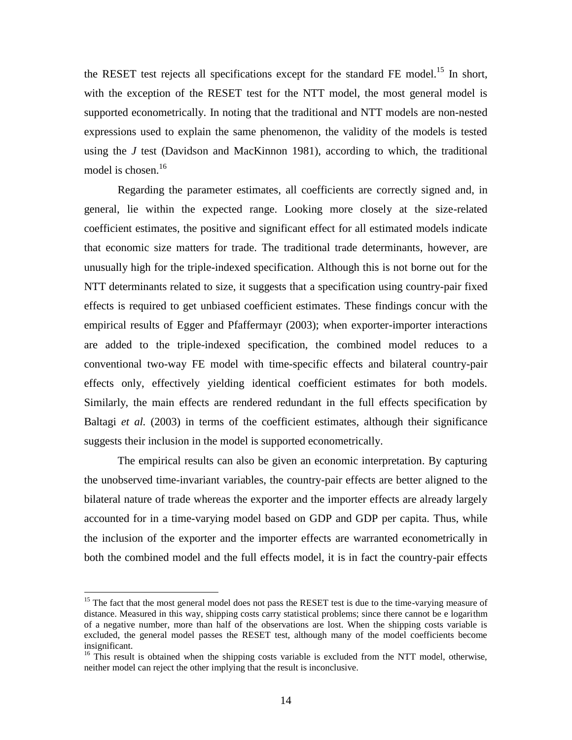the RESET test rejects all specifications except for the standard FE model.[15] In short, with the exception of the RESET test for the NTT model, the most general model is supported econometrically. In noting that the traditional and NTT models are non-nested expressions used to explain the same phenomenon, the validity of the models is tested using the *J* test (Davidson and MacKinnon 1981), according to which, the traditional model is chosen.[16]

Regarding the parameter estimates, all coefficients are correctly signed and, in general, lie within the expected range. Looking more closely at the size-related coefficient estimates, the positive and significant effect for all estimated models indicate that economic size matters for trade. The traditional trade determinants, however, are unusually high for the triple-indexed specification. Although this is not borne out for the NTT determinants related to size, it suggests that a specification using country-pair fixed effects is required to get unbiased coefficient estimates. These findings concur with the empirical results of Egger and Pfaffermayr (2003); when exporter-importer interactions are added to the triple-indexed specification, the combined model reduces to a conventional two-way FE model with time-specific effects and bilateral country-pair effects only, effectively yielding identical coefficient estimates for both models. Similarly, the main effects are rendered redundant in the full effects specification by Baltagi *et al.* (2003) in terms of the coefficient estimates, although their significance suggests their inclusion in the model is supported econometrically.

The empirical results can also be given an economic interpretation. By capturing the unobserved time-invariant variables, the country-pair effects are better aligned to the bilateral nature of trade whereas the exporter and the importer effects are already largely accounted for in a time-varying model based on GDP and GDP per capita. Thus, while the inclusion of the exporter and the importer effects are warranted econometrically in both the combined model and the full effects model, it is in fact the country-pair effects

[15] The fact that the most general model does not pass the RESET test is due to the time-varying measure of distance. Measured in this way, shipping costs carry statistical problems; since there cannot be e logarithm of a negative number, more than half of the observations are lost. When the shipping costs variable is excluded, the general model passes the RESET test, although many of the model coefficients become insignificant.

[16] This result is obtained when the shipping costs variable is excluded from the NTT model, otherwise, neither model can reject the other implying that the result is inconclusive.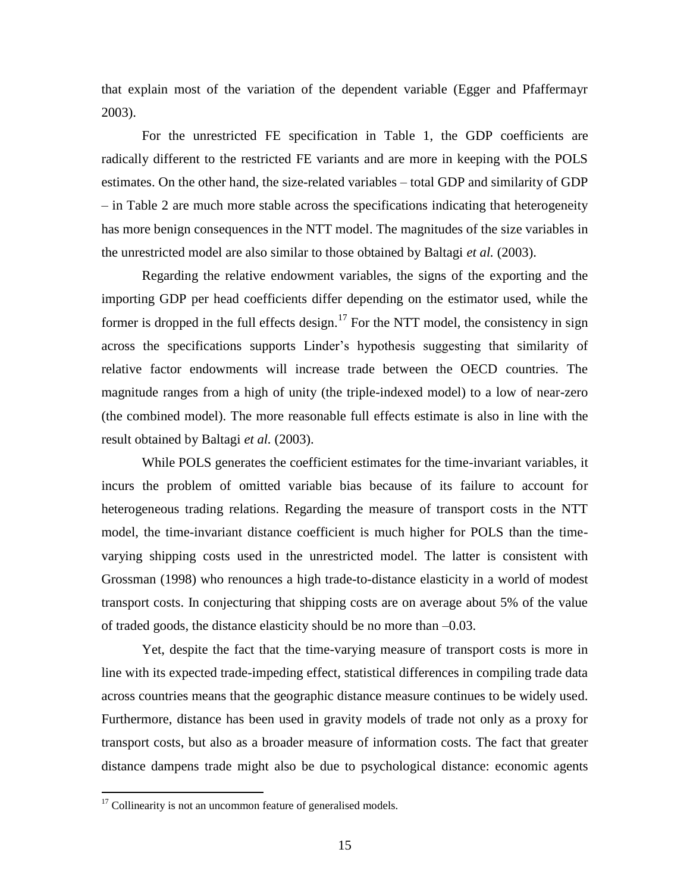that explain most of the variation of the dependent variable (Egger and Pfaffermayr 2003).

For the unrestricted FE specification in Table 1, the GDP coefficients are radically different to the restricted FE variants and are more in keeping with the POLS estimates. On the other hand, the size-related variables – total GDP and similarity of GDP – in Table 2 are much more stable across the specifications indicating that heterogeneity has more benign consequences in the NTT model. The magnitudes of the size variables in the unrestricted model are also similar to those obtained by Baltagi *et al.* (2003).

Regarding the relative endowment variables, the signs of the exporting and the importing GDP per head coefficients differ depending on the estimator used, while the former is dropped in the full effects design.[17] For the NTT model, the consistency in sign across the specifications supports Linder's hypothesis suggesting that similarity of relative factor endowments will increase trade between the OECD countries. The magnitude ranges from a high of unity (the triple-indexed model) to a low of near-zero (the combined model). The more reasonable full effects estimate is also in line with the result obtained by Baltagi *et al.* (2003).

While POLS generates the coefficient estimates for the time-invariant variables, it incurs the problem of omitted variable bias because of its failure to account for heterogeneous trading relations. Regarding the measure of transport costs in the NTT model, the time-invariant distance coefficient is much higher for POLS than the time-varying shipping costs used in the unrestricted model. The latter is consistent with Grossman (1998) who renounces a high trade-to-distance elasticity in a world of modest transport costs. In conjecturing that shipping costs are on average about 5% of the value of traded goods, the distance elasticity should be no more than –0.03.

Yet, despite the fact that the time-varying measure of transport costs is more in line with its expected trade-impeding effect, statistical differences in compiling trade data across countries means that the geographic distance measure continues to be widely used. Furthermore, distance has been used in gravity models of trade not only as a proxy for transport costs, but also as a broader measure of information costs. The fact that greater distance dampens trade might also be due to psychological distance: economic agents

[17] Collinearity is not an uncommon feature of generalised models.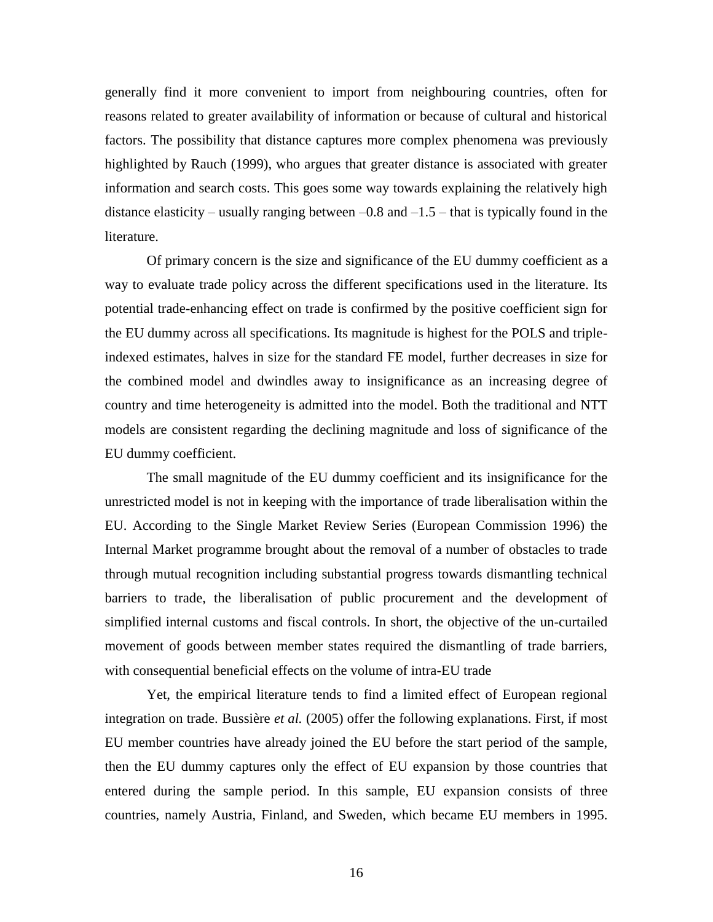generally find it more convenient to import from neighbouring countries, often for reasons related to greater availability of information or because of cultural and historical factors. The possibility that distance captures more complex phenomena was previously highlighted by Rauch (1999), who argues that greater distance is associated with greater information and search costs. This goes some way towards explaining the relatively high distance elasticity – usually ranging between –0.8 and –1.5 – that is typically found in the literature.

Of primary concern is the size and significance of the EU dummy coefficient as a way to evaluate trade policy across the different specifications used in the literature. Its potential trade-enhancing effect on trade is confirmed by the positive coefficient sign for the EU dummy across all specifications. Its magnitude is highest for the POLS and triple-indexed estimates, halves in size for the standard FE model, further decreases in size for the combined model and dwindles away to insignificance as an increasing degree of country and time heterogeneity is admitted into the model. Both the traditional and NTT models are consistent regarding the declining magnitude and loss of significance of the EU dummy coefficient.

The small magnitude of the EU dummy coefficient and its insignificance for the unrestricted model is not in keeping with the importance of trade liberalisation within the EU. According to the Single Market Review Series (European Commission 1996) the Internal Market programme brought about the removal of a number of obstacles to trade through mutual recognition including substantial progress towards dismantling technical barriers to trade, the liberalisation of public procurement and the development of simplified internal customs and fiscal controls. In short, the objective of the un-curtailed movement of goods between member states required the dismantling of trade barriers, with consequential beneficial effects on the volume of intra-EU trade

Yet, the empirical literature tends to find a limited effect of European regional integration on trade. Bussière *et al.* (2005) offer the following explanations. First, if most EU member countries have already joined the EU before the start period of the sample, then the EU dummy captures only the effect of EU expansion by those countries that entered during the sample period. In this sample, EU expansion consists of three countries, namely Austria, Finland, and Sweden, which became EU members in 1995.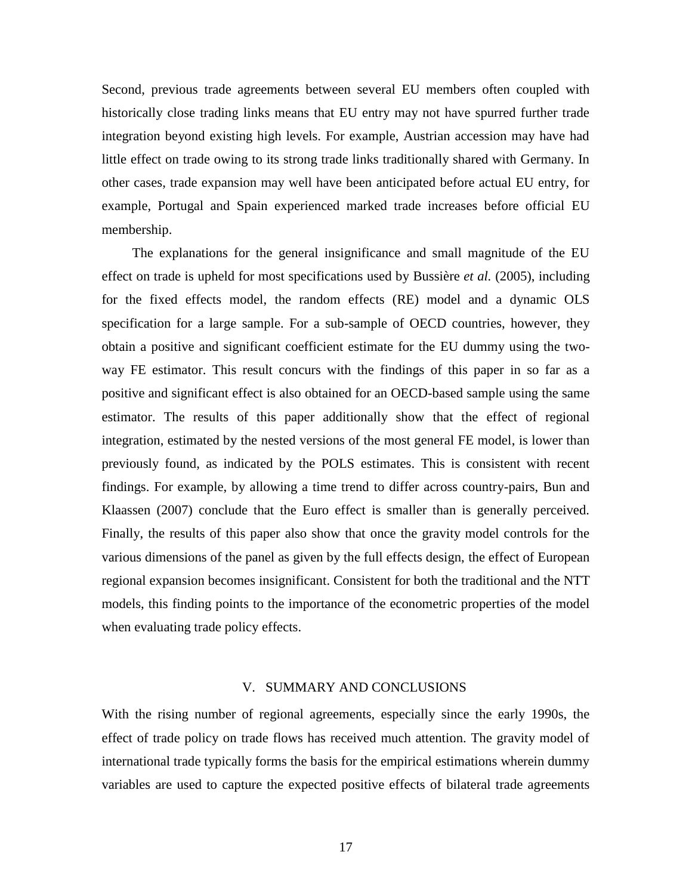Second, previous trade agreements between several EU members often coupled with historically close trading links means that EU entry may not have spurred further trade integration beyond existing high levels. For example, Austrian accession may have had little effect on trade owing to its strong trade links traditionally shared with Germany. In other cases, trade expansion may well have been anticipated before actual EU entry, for example, Portugal and Spain experienced marked trade increases before official EU membership.

The explanations for the general insignificance and small magnitude of the EU effect on trade is upheld for most specifications used by Bussière *et al.* (2005), including for the fixed effects model, the random effects (RE) model and a dynamic OLS specification for a large sample. For a sub-sample of OECD countries, however, they obtain a positive and significant coefficient estimate for the EU dummy using the two-way FE estimator. This result concurs with the findings of this paper in so far as a positive and significant effect is also obtained for an OECD-based sample using the same estimator. The results of this paper additionally show that the effect of regional integration, estimated by the nested versions of the most general FE model, is lower than previously found, as indicated by the POLS estimates. This is consistent with recent findings. For example, by allowing a time trend to differ across country-pairs, Bun and Klaassen (2007) conclude that the Euro effect is smaller than is generally perceived. Finally, the results of this paper also show that once the gravity model controls for the various dimensions of the panel as given by the full effects design, the effect of European regional expansion becomes insignificant. Consistent for both the traditional and the NTT models, this finding points to the importance of the econometric properties of the model when evaluating trade policy effects.

## V. SUMMARY AND CONCLUSIONS

With the rising number of regional agreements, especially since the early 1990s, the effect of trade policy on trade flows has received much attention. The gravity model of international trade typically forms the basis for the empirical estimations wherein dummy variables are used to capture the expected positive effects of bilateral trade agreements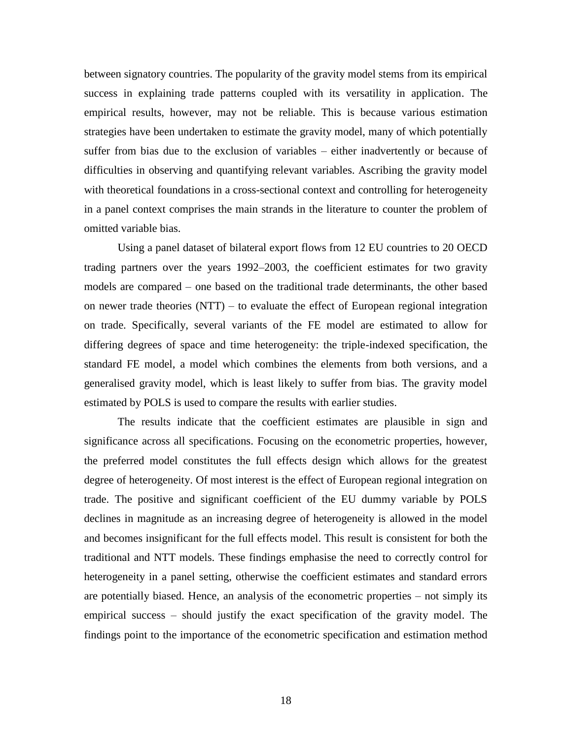between signatory countries. The popularity of the gravity model stems from its empirical success in explaining trade patterns coupled with its versatility in application. The empirical results, however, may not be reliable. This is because various estimation strategies have been undertaken to estimate the gravity model, many of which potentially suffer from bias due to the exclusion of variables – either inadvertently or because of difficulties in observing and quantifying relevant variables. Ascribing the gravity model with theoretical foundations in a cross-sectional context and controlling for heterogeneity in a panel context comprises the main strands in the literature to counter the problem of omitted variable bias.

Using a panel dataset of bilateral export flows from 12 EU countries to 20 OECD trading partners over the years 1992–2003, the coefficient estimates for two gravity models are compared – one based on the traditional trade determinants, the other based on newer trade theories (NTT) – to evaluate the effect of European regional integration on trade. Specifically, several variants of the FE model are estimated to allow for differing degrees of space and time heterogeneity: the triple-indexed specification, the standard FE model, a model which combines the elements from both versions, and a generalised gravity model, which is least likely to suffer from bias. The gravity model estimated by POLS is used to compare the results with earlier studies.

The results indicate that the coefficient estimates are plausible in sign and significance across all specifications. Focusing on the econometric properties, however, the preferred model constitutes the full effects design which allows for the greatest degree of heterogeneity. Of most interest is the effect of European regional integration on trade. The positive and significant coefficient of the EU dummy variable by POLS declines in magnitude as an increasing degree of heterogeneity is allowed in the model and becomes insignificant for the full effects model. This result is consistent for both the traditional and NTT models. These findings emphasise the need to correctly control for heterogeneity in a panel setting, otherwise the coefficient estimates and standard errors are potentially biased. Hence, an analysis of the econometric properties – not simply its empirical success – should justify the exact specification of the gravity model. The findings point to the importance of the econometric specification and estimation method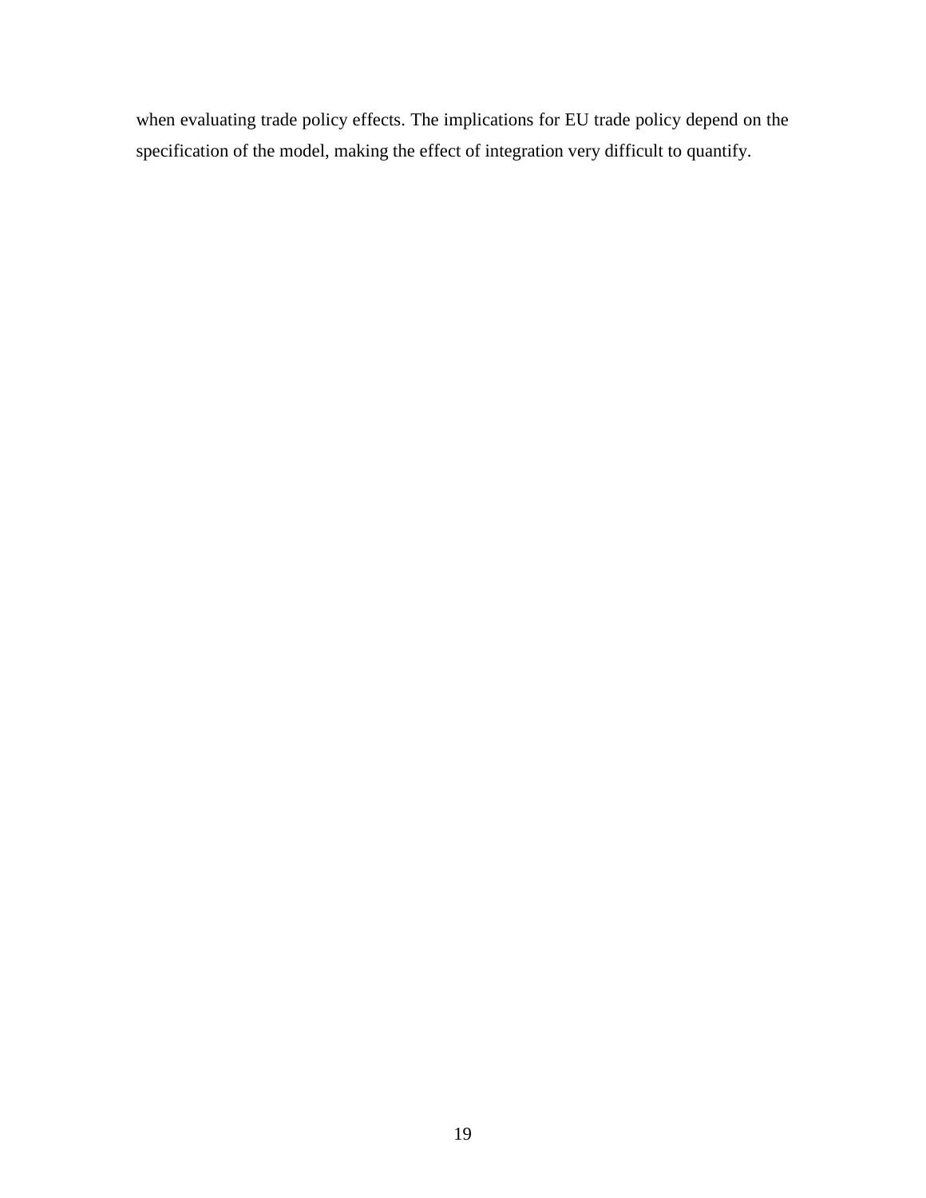when evaluating trade policy effects. The implications for EU trade policy depend on the specification of the model, making the effect of integration very difficult to quantify.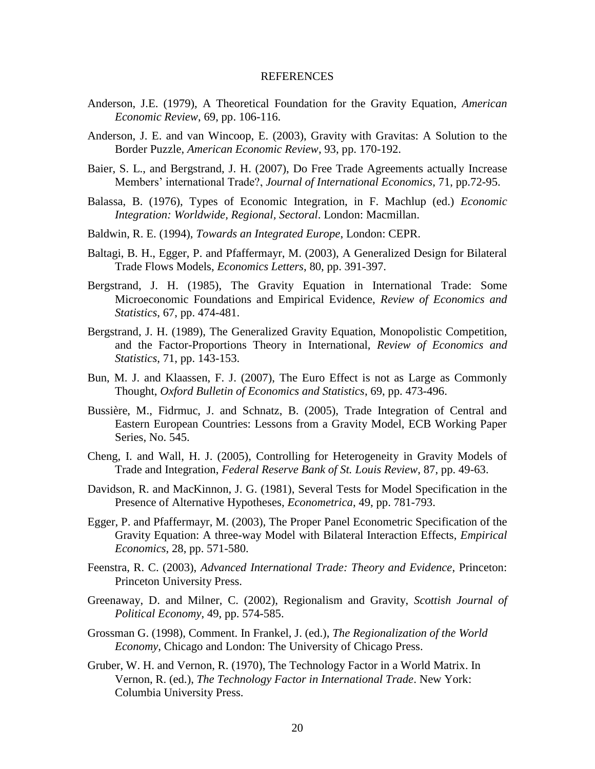# REFERENCES

Anderson, J.E. (1979), A Theoretical Foundation for the Gravity Equation, *American Economic Review*, 69, pp. 106-116.

Anderson, J. E. and van Wincoop, E. (2003), Gravity with Gravitas: A Solution to the Border Puzzle, *American Economic Review*, 93, pp. 170-192.

Baier, S. L., and Bergstrand, J. H. (2007), Do Free Trade Agreements actually Increase Members' international Trade?, *Journal of International Economics*, 71, pp.72-95.

Balassa, B. (1976), Types of Economic Integration, in F. Machlup (ed.) *Economic Integration: Worldwide, Regional, Sectoral*. London: Macmillan.

Baldwin, R. E. (1994), *Towards an Integrated Europe*, London: CEPR.

Baltagi, B. H., Egger, P. and Pfaffermayr, M. (2003), A Generalized Design for Bilateral Trade Flows Models, *Economics Letters*, 80, pp. 391-397.

Bergstrand, J. H. (1985), The Gravity Equation in International Trade: Some Microeconomic Foundations and Empirical Evidence, *Review of Economics and Statistics*, 67, pp. 474-481.

Bergstrand, J. H. (1989), The Generalized Gravity Equation, Monopolistic Competition, and the Factor-Proportions Theory in International, *Review of Economics and Statistics*, 71, pp. 143-153.

Bun, M. J. and Klaassen, F. J. (2007), The Euro Effect is not as Large as Commonly Thought, *Oxford Bulletin of Economics and Statistics*, 69, pp. 473-496.

Bussière, M., Fidrmuc, J. and Schnatz, B. (2005), Trade Integration of Central and Eastern European Countries: Lessons from a Gravity Model, ECB Working Paper Series, No. 545.

Cheng, I. and Wall, H. J. (2005), Controlling for Heterogeneity in Gravity Models of Trade and Integration, *Federal Reserve Bank of St. Louis Review*, 87, pp. 49-63.

Davidson, R. and MacKinnon, J. G. (1981), Several Tests for Model Specification in the Presence of Alternative Hypotheses, *Econometrica*, 49, pp. 781-793.

Egger, P. and Pfaffermayr, M. (2003), The Proper Panel Econometric Specification of the Gravity Equation: A three-way Model with Bilateral Interaction Effects, *Empirical Economics*, 28, pp. 571-580.

Feenstra, R. C. (2003), *Advanced International Trade: Theory and Evidence*, Princeton: Princeton University Press.

Greenaway, D. and Milner, C. (2002), Regionalism and Gravity, *Scottish Journal of Political Economy*, 49, pp. 574-585.

Grossman G. (1998), Comment. In Frankel, J. (ed.), *The Regionalization of the World Economy*, Chicago and London: The University of Chicago Press.

Gruber, W. H. and Vernon, R. (1970), The Technology Factor in a World Matrix. In Vernon, R. (ed.), *The Technology Factor in International Trade*. New York: Columbia University Press.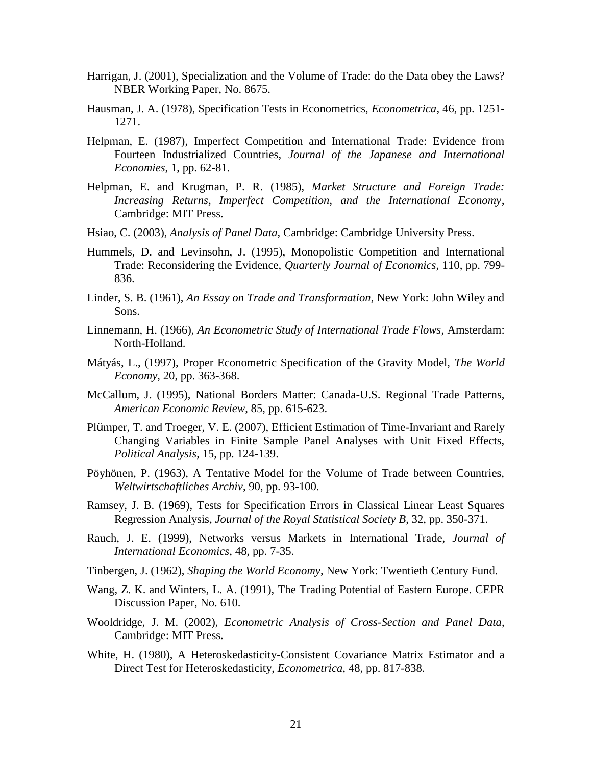Harrigan, J. (2001), Specialization and the Volume of Trade: do the Data obey the Laws? NBER Working Paper, No. 8675.

Hausman, J. A. (1978), Specification Tests in Econometrics, *Econometrica*, 46, pp. 1251-1271.

Helpman, E. (1987), Imperfect Competition and International Trade: Evidence from Fourteen Industrialized Countries, *Journal of the Japanese and International Economies*, 1, pp. 62-81.

Helpman, E. and Krugman, P. R. (1985), *Market Structure and Foreign Trade: Increasing Returns, Imperfect Competition, and the International Economy*, Cambridge: MIT Press.

Hsiao, C. (2003), *Analysis of Panel Data*, Cambridge: Cambridge University Press.

Hummels, D. and Levinsohn, J. (1995), Monopolistic Competition and International Trade: Reconsidering the Evidence, *Quarterly Journal of Economics*, 110, pp. 799-836.

Linder, S. B. (1961), *An Essay on Trade and Transformation*, New York: John Wiley and Sons.

Linnemann, H. (1966), *An Econometric Study of International Trade Flows*, Amsterdam: North-Holland.

Mátyás, L., (1997), Proper Econometric Specification of the Gravity Model, *The World Economy*, 20, pp. 363-368.

McCallum, J. (1995), National Borders Matter: Canada-U.S. Regional Trade Patterns, *American Economic Review*, 85, pp. 615-623.

Plümper, T. and Troeger, V. E. (2007), Efficient Estimation of Time-Invariant and Rarely Changing Variables in Finite Sample Panel Analyses with Unit Fixed Effects, *Political Analysis*, 15, pp. 124-139.

Pöyhönen, P. (1963), A Tentative Model for the Volume of Trade between Countries, *Weltwirtschaftliches Archiv*, 90, pp. 93-100.

Ramsey, J. B. (1969), Tests for Specification Errors in Classical Linear Least Squares Regression Analysis, *Journal of the Royal Statistical Society B*, 32, pp. 350-371.

Rauch, J. E. (1999), Networks versus Markets in International Trade, *Journal of International Economics*, 48, pp. 7-35.

Tinbergen, J. (1962), *Shaping the World Economy*, New York: Twentieth Century Fund.

Wang, Z. K. and Winters, L. A. (1991), The Trading Potential of Eastern Europe. CEPR Discussion Paper, No. 610.

Wooldridge, J. M. (2002), *Econometric Analysis of Cross-Section and Panel Data*, Cambridge: MIT Press.

White, H. (1980), A Heteroskedasticity-Consistent Covariance Matrix Estimator and a Direct Test for Heteroskedasticity, *Econometrica*, 48, pp. 817-838.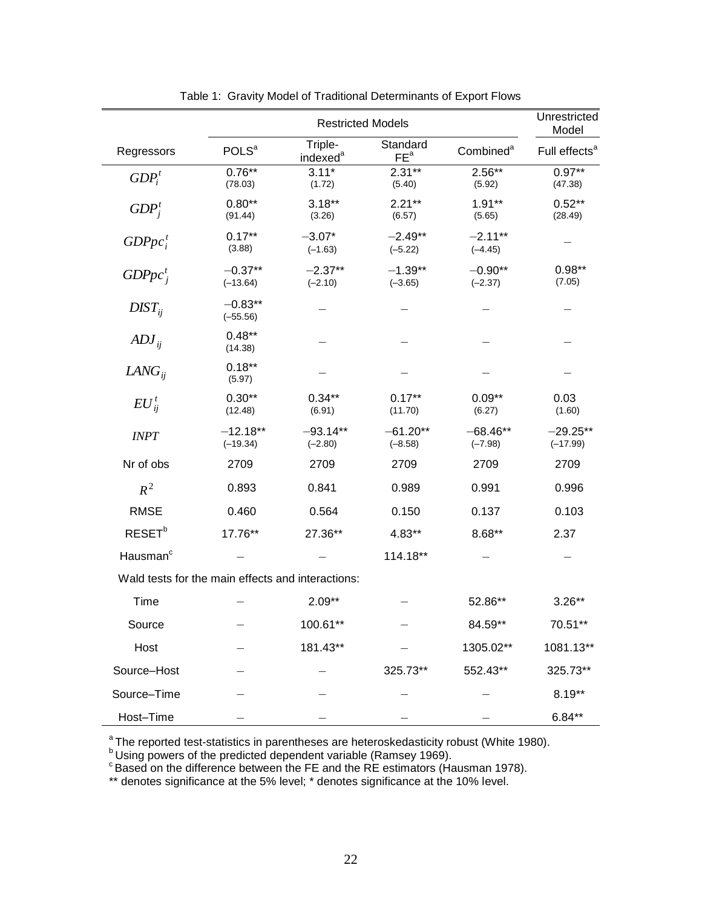Table 1: Gravity Model of Traditional Determinants of Export Flows

| | Restricted Models | | | | Unrestricted Model |
|---|---|---|---|---|---|
| Regressors | POLS[a] | Triple-indexed[a] | Standard FE[a] | Combined[a] | Full effects[a] |
| $GDP_i^t$ | 0.76** (78.03) | 3.11* (1.72) | 2.31** (5.40) | 2.56** (5.92) | 0.97** (47.38) |
| $GDP_j^t$ | 0.80** (91.44) | 3.18** (3.26) | 2.21** (6.57) | 1.91** (5.65) | 0.52** (28.49) |
| $GDPpc_i^t$ | 0.17** (3.88) | −3.07* (−1.63) | −2.49** (−5.22) | −2.11** (−4.45) | – |
| $GDPpc_j^t$ | −0.37** (−13.64) | −2.37** (−2.10) | −1.39** (−3.65) | −0.90** (−2.37) | 0.98** (7.05) |
| $DIST_{ij}$ | −0.83** (−55.56) | – | – | – | – |
| $ADJ_{ij}$ | 0.48** (14.38) | – | – | – | – |
| $LANG_{ij}$ | 0.18** (5.97) | – | – | – | – |
| $EU_{ij}^t$ | 0.30** (12.48) | 0.34** (6.91) | 0.17** (11.70) | 0.09** (6.27) | 0.03 (1.60) |
| $INPT$ | −12.18** (−19.34) | −93.14** (−2.80) | −61.20** (−8.58) | −68.46** (−7.98) | −29.25** (−17.99) |
| Nr of obs | 2709 | 2709 | 2709 | 2709 | 2709 |
| $R^2$ | 0.893 | 0.841 | 0.989 | 0.991 | 0.996 |
| RMSE | 0.460 | 0.564 | 0.150 | 0.137 | 0.103 |
| RESET[b] | 17.76** | 27.36** | 4.83** | 8.68** | 2.37 |
| Hausman[c] | – | – | 114.18** | – | – |
| Wald tests for the main effects and interactions: | | | | | |
| Time | – | 2.09** | – | 52.86** | 3.26** |
| Source | – | 100.61** | – | 84.59** | 70.51** |
| Host | – | 181.43** | – | 1305.02** | 1081.13** |
| Source–Host | – | – | 325.73** | 552.43** | 325.73** |
| Source–Time | – | – | – | – | 8.19** |
| Host–Time | – | – | – | – | 6.84** |

[a] The reported test-statistics in parentheses are heteroskedasticity robust (White 1980).
[b] Using powers of the predicted dependent variable (Ramsey 1969).
[c] Based on the difference between the FE and the RE estimators (Hausman 1978).
** denotes significance at the 5% level; * denotes significance at the 10% level.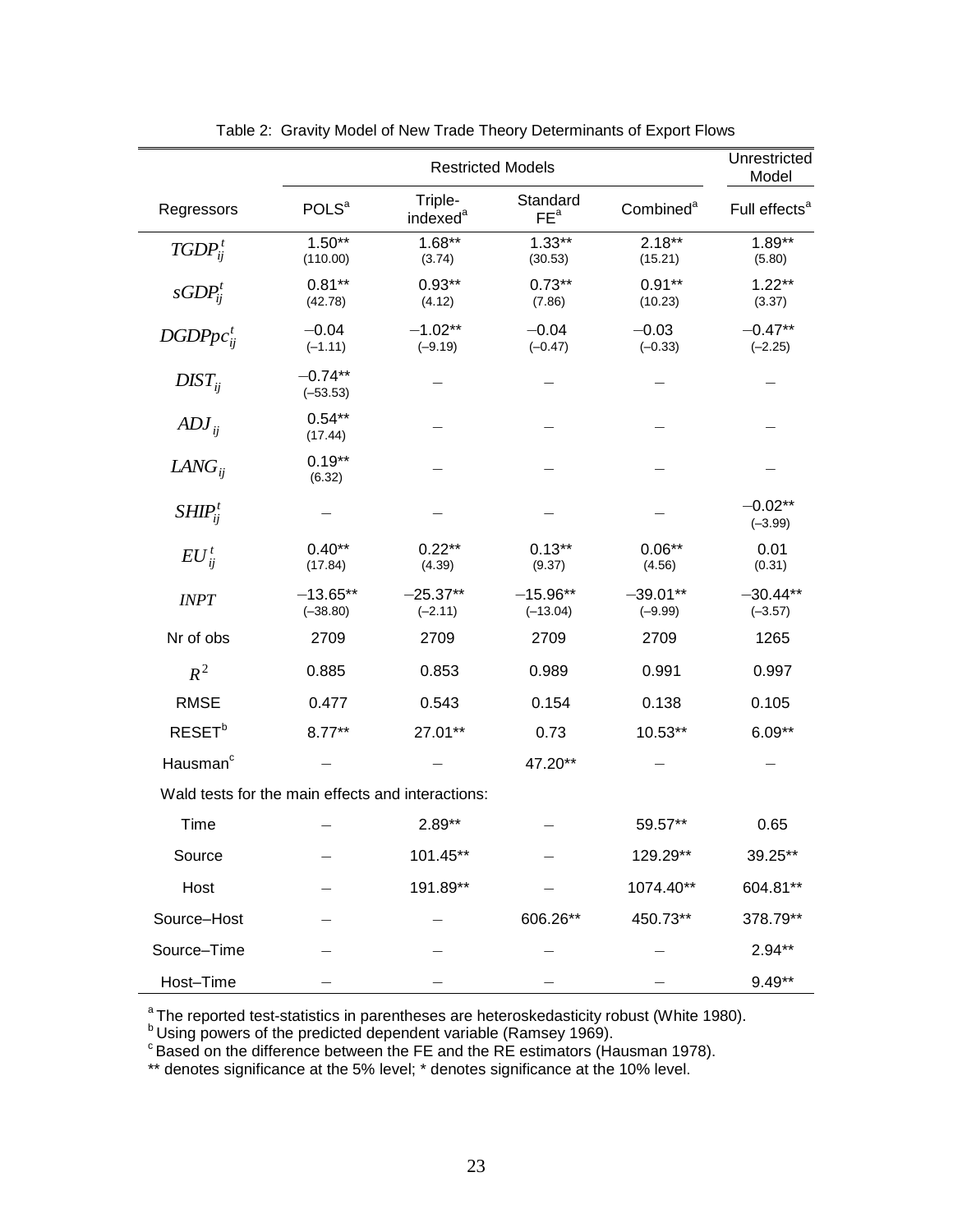Table 2: Gravity Model of New Trade Theory Determinants of Export Flows

| | Restricted Models | | | | Unrestricted Model |
|---|---|---|---|---|---|
| Regressors | POLS[a] | Triple-indexed[a] | Standard FE[a] | Combined[a] | Full effects[a] |
| $TGDP_{ij}^{t}$ | 1.50** (110.00) | 1.68** (3.74) | 1.33** (30.53) | 2.18** (15.21) | 1.89** (5.80) |
| $sGDP_{ij}^{t}$ | 0.81** (42.78) | 0.93** (4.12) | 0.73** (7.86) | 0.91** (10.23) | 1.22** (3.37) |
| $DGDPpc_{ij}^{t}$ | −0.04 (−1.11) | −1.02** (−9.19) | −0.04 (−0.47) | −0.03 (−0.33) | −0.47** (−2.25) |
| $DIST_{ij}$ | −0.74** (−53.53) | – | – | – | – |
| $ADJ_{ij}$ | 0.54** (17.44) | – | – | – | – |
| $LANG_{ij}$ | 0.19** (6.32) | – | – | – | – |
| $SHIP_{ij}^{t}$ | – | – | – | – | −0.02** (−3.99) |
| $EU_{ij}^{t}$ | 0.40** (17.84) | 0.22** (4.39) | 0.13** (9.37) | 0.06** (4.56) | 0.01 (0.31) |
| $INPT$ | −13.65** (−38.80) | −25.37** (−2.11) | −15.96** (−13.04) | −39.01** (−9.99) | −30.44** (−3.57) |
| Nr of obs | 2709 | 2709 | 2709 | 2709 | 1265 |
| $R^2$ | 0.885 | 0.853 | 0.989 | 0.991 | 0.997 |
| RMSE | 0.477 | 0.543 | 0.154 | 0.138 | 0.105 |
| RESET[b] | 8.77** | 27.01** | 0.73 | 10.53** | 6.09** |
| Hausman[c] | – | – | 47.20** | – | – |
| Wald tests for the main effects and interactions: | | | | | |
| Time | – | 2.89** | – | 59.57** | 0.65 |
| Source | – | 101.45** | – | 129.29** | 39.25** |
| Host | – | 191.89** | – | 1074.40** | 604.81** |
| Source–Host | – | – | 606.26** | 450.73** | 378.79** |
| Source–Time | – | – | – | – | 2.94** |
| Host–Time | – | – | – | – | 9.49** |

[a] The reported test-statistics in parentheses are heteroskedasticity robust (White 1980).
[b] Using powers of the predicted dependent variable (Ramsey 1969).
[c] Based on the difference between the FE and the RE estimators (Hausman 1978).
** denotes significance at the 5% level; * denotes significance at the 10% level.